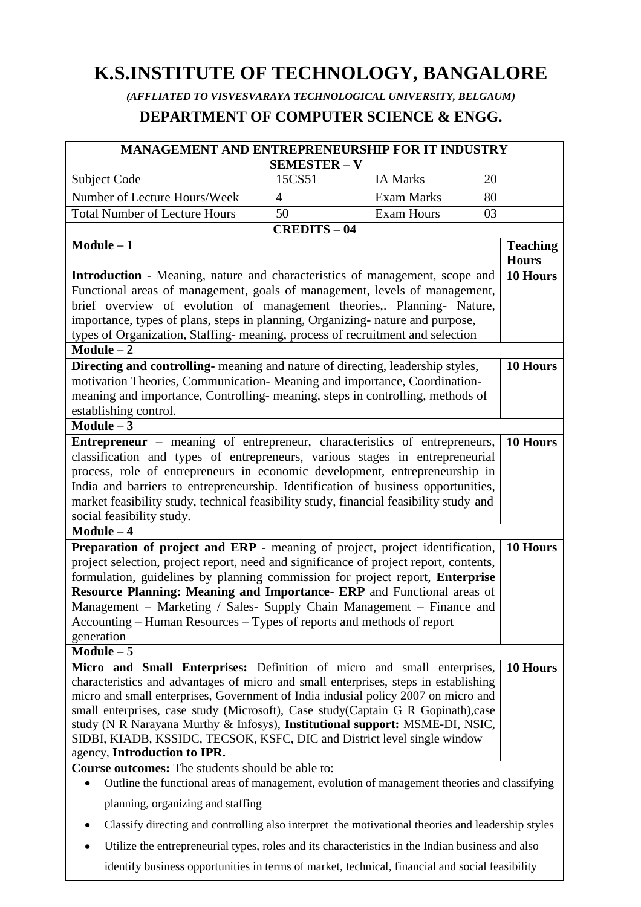# K.S.INSTITUTE OF TECHNOLOGY, BANGALORE

*(AFFLIATED TO VISVESVARAYA TECHNOLOGICAL UNIVERSITY, BELGAUM)*

## DEPARTMENT OF COMPUTER SCIENCE & ENGG.

| **MANAGEMENT AND ENTREPRENEURSHIP FOR IT INDUSTRY SEMESTER – V** | | | |
|---|---|---|---|
| Subject Code | 15CS51 | IA Marks | 20 |
| Number of Lecture Hours/Week | 4 | Exam Marks | 80 |
| Total Number of Lecture Hours | 50 | Exam Hours | 03 |
| **CREDITS – 04** | | | |

| **Module – 1** | **Teaching Hours** |
|---|---|
| **Introduction** - Meaning, nature and characteristics of management, scope and Functional areas of management, goals of management, levels of management, brief overview of evolution of management theories,. Planning- Nature, importance, types of plans, steps in planning, Organizing- nature and purpose, types of Organization, Staffing- meaning, process of recruitment and selection | **10 Hours** |
| **Module – 2** | |
| **Directing and controlling**- meaning and nature of directing, leadership styles, motivation Theories, Communication- Meaning and importance, Coordination- meaning and importance, Controlling- meaning, steps in controlling, methods of establishing control. | **10 Hours** |
| **Module – 3** | |
| **Entrepreneur** – meaning of entrepreneur, characteristics of entrepreneurs, classification and types of entrepreneurs, various stages in entrepreneurial process, role of entrepreneurs in economic development, entrepreneurship in India and barriers to entrepreneurship. Identification of business opportunities, market feasibility study, technical feasibility study, financial feasibility study and social feasibility study. | **10 Hours** |
| **Module – 4** | |
| **Preparation of project and ERP** - meaning of project, project identification, project selection, project report, need and significance of project report, contents, formulation, guidelines by planning commission for project report, **Enterprise Resource Planning: Meaning and Importance- ERP** and Functional areas of Management – Marketing / Sales- Supply Chain Management – Finance and Accounting – Human Resources – Types of reports and methods of report generation | **10 Hours** |
| **Module – 5** | |
| **Micro and Small Enterprises:** Definition of micro and small enterprises, characteristics and advantages of micro and small enterprises, steps in establishing micro and small enterprises, Government of India indusial policy 2007 on micro and small enterprises, case study (Microsoft), Case study(Captain G R Gopinath),case study (N R Narayana Murthy & Infosys), **Institutional support:** MSME-DI, NSIC, SIDBI, KIADB, KSSIDC, TECSOK, KSFC, DIC and District level single window agency, **Introduction to IPR.** | **10 Hours** |

**Course outcomes:** The students should be able to:

- Outline the functional areas of management, evolution of management theories and classifying planning, organizing and staffing
- Classify directing and controlling also interpret the motivational theories and leadership styles
- Utilize the entrepreneurial types, roles and its characteristics in the Indian business and also identify business opportunities in terms of market, technical, financial and social feasibility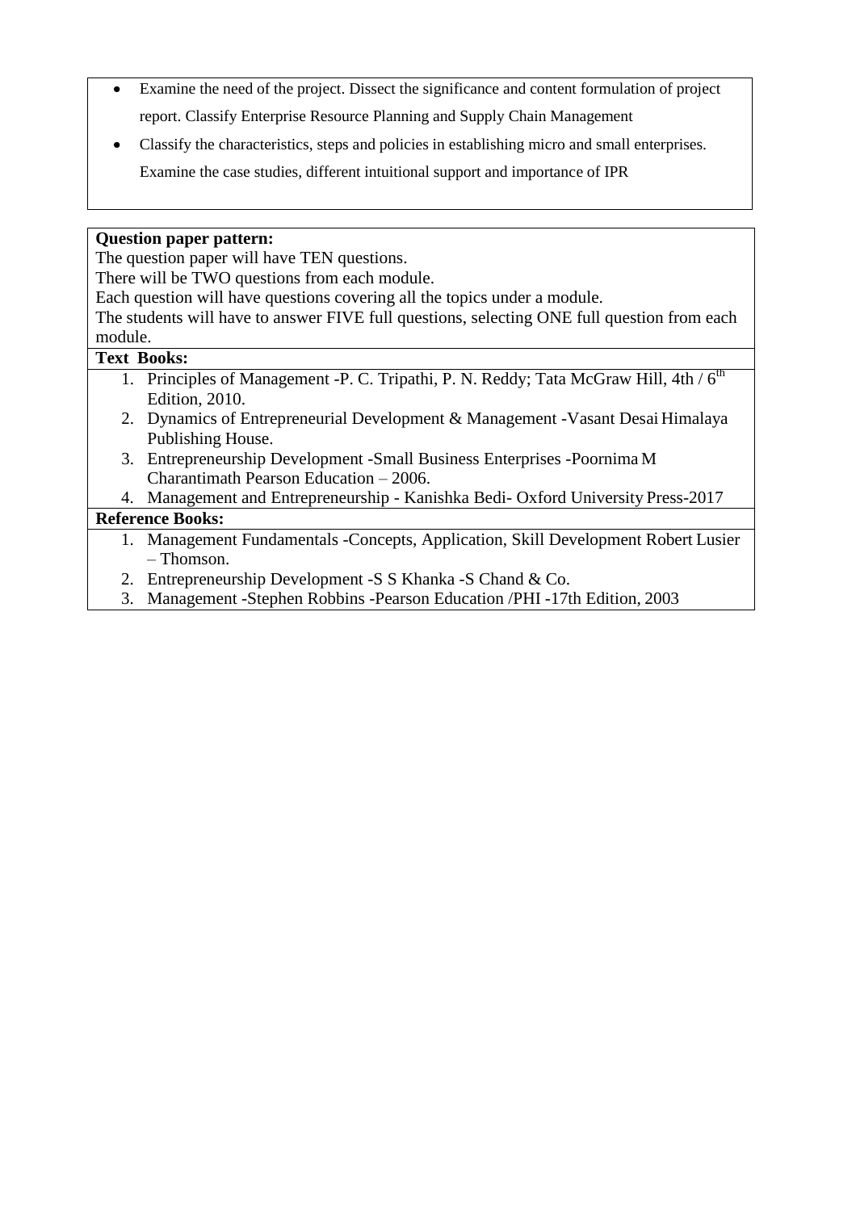- Examine the need of the project. Dissect the significance and content formulation of project report. Classify Enterprise Resource Planning and Supply Chain Management
- Classify the characteristics, steps and policies in establishing micro and small enterprises. Examine the case studies, different intuitional support and importance of IPR

**Question paper pattern:**

The question paper will have TEN questions.

There will be TWO questions from each module.

Each question will have questions covering all the topics under a module.

The students will have to answer FIVE full questions, selecting ONE full question from each module.

**Text Books:**

1. Principles of Management -P. C. Tripathi, P. N. Reddy; Tata McGraw Hill, 4th / 6th Edition, 2010.
2. Dynamics of Entrepreneurial Development & Management -Vasant Desai Himalaya Publishing House.
3. Entrepreneurship Development -Small Business Enterprises -Poornima M Charantimath Pearson Education – 2006.
4. Management and Entrepreneurship - Kanishka Bedi- Oxford University Press-2017

**Reference Books:**

1. Management Fundamentals -Concepts, Application, Skill Development Robert Lusier – Thomson.
2. Entrepreneurship Development -S S Khanka -S Chand & Co.
3. Management -Stephen Robbins -Pearson Education /PHI -17th Edition, 2003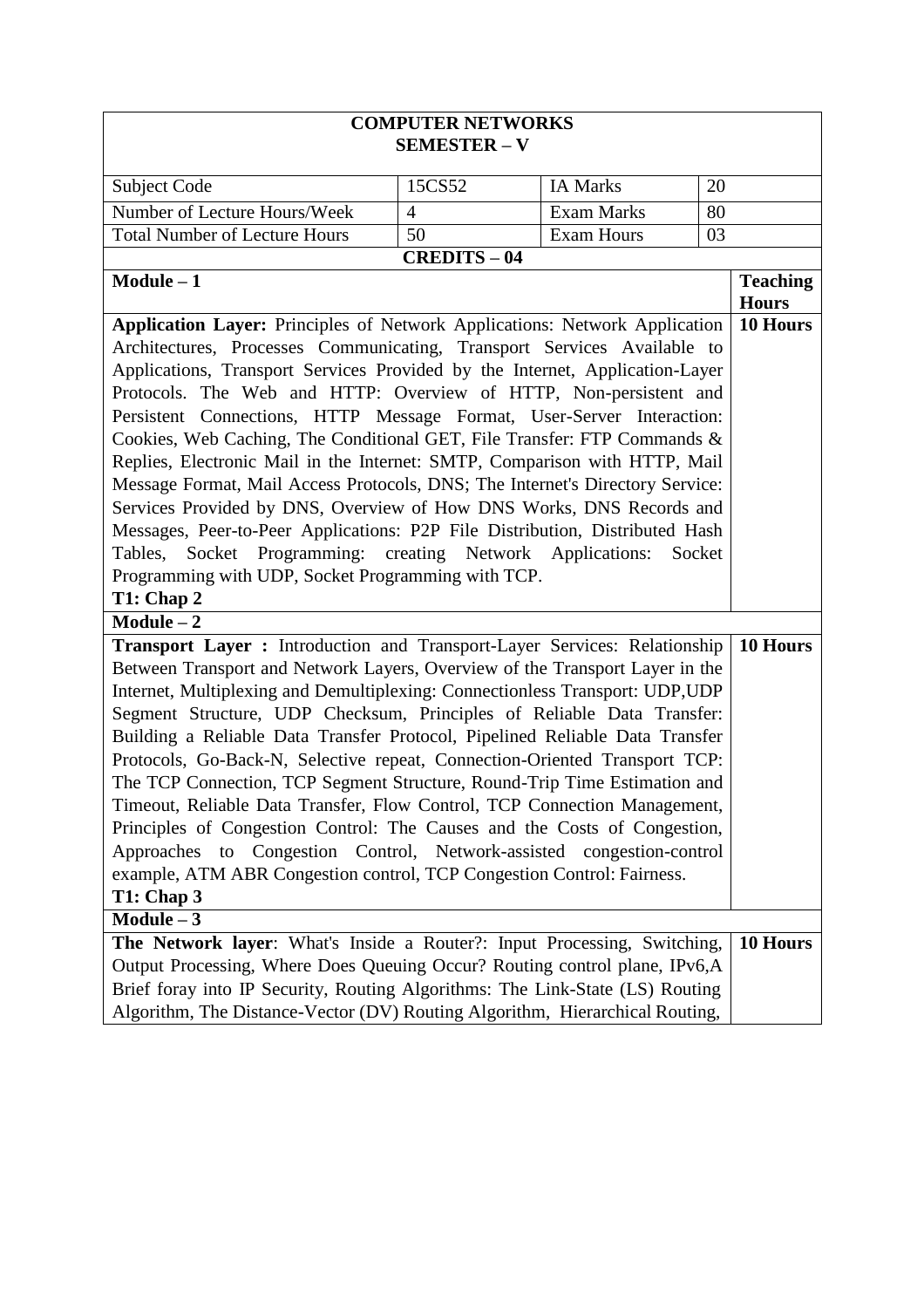**COMPUTER NETWORKS**
**SEMESTER – V**

| Subject Code | 15CS52 | IA Marks | 20 |
|---|---|---|---|
| Number of Lecture Hours/Week | 4 | Exam Marks | 80 |
| Total Number of Lecture Hours | 50 | Exam Hours | 03 |

**CREDITS – 04**

| Module – 1 | Teaching Hours |
|---|---|
| **Application Layer:** Principles of Network Applications: Network Application Architectures, Processes Communicating, Transport Services Available to Applications, Transport Services Provided by the Internet, Application-Layer Protocols. The Web and HTTP: Overview of HTTP, Non-persistent and Persistent Connections, HTTP Message Format, User-Server Interaction: Cookies, Web Caching, The Conditional GET, File Transfer: FTP Commands & Replies, Electronic Mail in the Internet: SMTP, Comparison with HTTP, Mail Message Format, Mail Access Protocols, DNS; The Internet's Directory Service: Services Provided by DNS, Overview of How DNS Works, DNS Records and Messages, Peer-to-Peer Applications: P2P File Distribution, Distributed Hash Tables, Socket Programming: creating Network Applications: Socket Programming with UDP, Socket Programming with TCP. **T1: Chap 2** | **10 Hours** |
| **Module – 2** | |
| **Transport Layer :** Introduction and Transport-Layer Services: Relationship Between Transport and Network Layers, Overview of the Transport Layer in the Internet, Multiplexing and Demultiplexing: Connectionless Transport: UDP,UDP Segment Structure, UDP Checksum, Principles of Reliable Data Transfer: Building a Reliable Data Transfer Protocol, Pipelined Reliable Data Transfer Protocols, Go-Back-N, Selective repeat, Connection-Oriented Transport TCP: The TCP Connection, TCP Segment Structure, Round-Trip Time Estimation and Timeout, Reliable Data Transfer, Flow Control, TCP Connection Management, Principles of Congestion Control: The Causes and the Costs of Congestion, Approaches to Congestion Control, Network-assisted congestion-control example, ATM ABR Congestion control, TCP Congestion Control: Fairness. **T1: Chap 3** | **10 Hours** |
| **Module – 3** | |
| **The Network layer**: What's Inside a Router?: Input Processing, Switching, Output Processing, Where Does Queuing Occur? Routing control plane, IPv6,A Brief foray into IP Security, Routing Algorithms: The Link-State (LS) Routing Algorithm, The Distance-Vector (DV) Routing Algorithm, Hierarchical Routing, | **10 Hours** |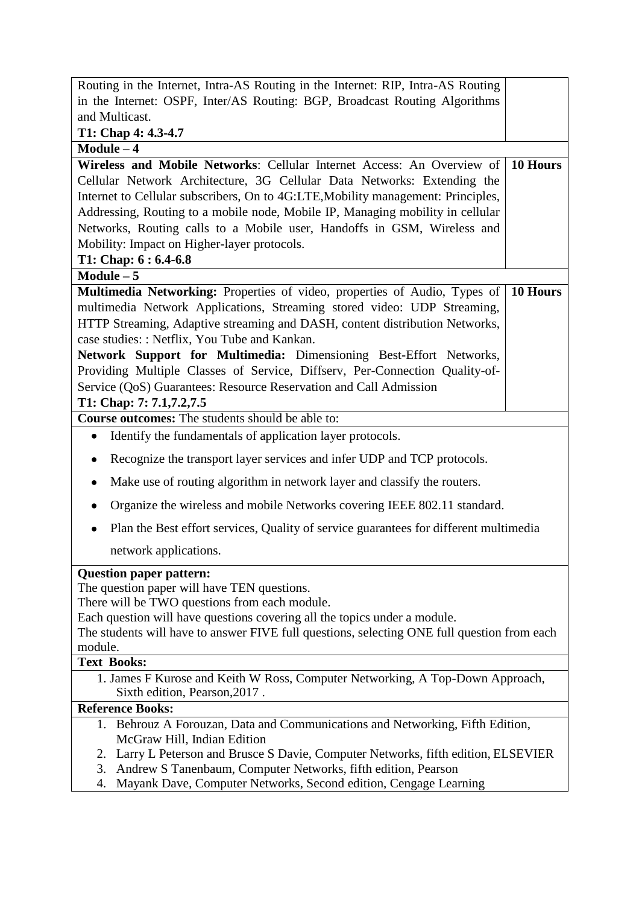| | |
|---|---|
| Routing in the Internet, Intra-AS Routing in the Internet: RIP, Intra-AS Routing in the Internet: OSPF, Inter/AS Routing: BGP, Broadcast Routing Algorithms and Multicast.<br>**T1: Chap 4: 4.3-4.7** | |
| **Module – 4** | |
| **Wireless and Mobile Networks**: Cellular Internet Access: An Overview of Cellular Network Architecture, 3G Cellular Data Networks: Extending the Internet to Cellular subscribers, On to 4G:LTE,Mobility management: Principles, Addressing, Routing to a mobile node, Mobile IP, Managing mobility in cellular Networks, Routing calls to a Mobile user, Handoffs in GSM, Wireless and Mobility: Impact on Higher-layer protocols.<br>**T1: Chap: 6 : 6.4-6.8** | **10 Hours** |
| **Module – 5** | |
| **Multimedia Networking:** Properties of video, properties of Audio, Types of multimedia Network Applications, Streaming stored video: UDP Streaming, HTTP Streaming, Adaptive streaming and DASH, content distribution Networks, case studies: : Netflix, You Tube and Kankan.<br>**Network Support for Multimedia:** Dimensioning Best-Effort Networks, Providing Multiple Classes of Service, Diffserv, Per-Connection Quality-of-Service (QoS) Guarantees: Resource Reservation and Call Admission<br>**T1: Chap: 7: 7.1,7.2,7.5** | **10 Hours** |

**Course outcomes:** The students should be able to:

- Identify the fundamentals of application layer protocols.
- Recognize the transport layer services and infer UDP and TCP protocols.
- Make use of routing algorithm in network layer and classify the routers.
- Organize the wireless and mobile Networks covering IEEE 802.11 standard.
- Plan the Best effort services, Quality of service guarantees for different multimedia network applications.

**Question paper pattern:**

The question paper will have TEN questions.
There will be TWO questions from each module.
Each question will have questions covering all the topics under a module.
The students will have to answer FIVE full questions, selecting ONE full question from each module.

**Text Books:**

1. James F Kurose and Keith W Ross, Computer Networking, A Top-Down Approach, Sixth edition, Pearson,2017 .

**Reference Books:**

1. Behrouz A Forouzan, Data and Communications and Networking, Fifth Edition, McGraw Hill, Indian Edition
2. Larry L Peterson and Brusce S Davie, Computer Networks, fifth edition, ELSEVIER
3. Andrew S Tanenbaum, Computer Networks, fifth edition, Pearson
4. Mayank Dave, Computer Networks, Second edition, Cengage Learning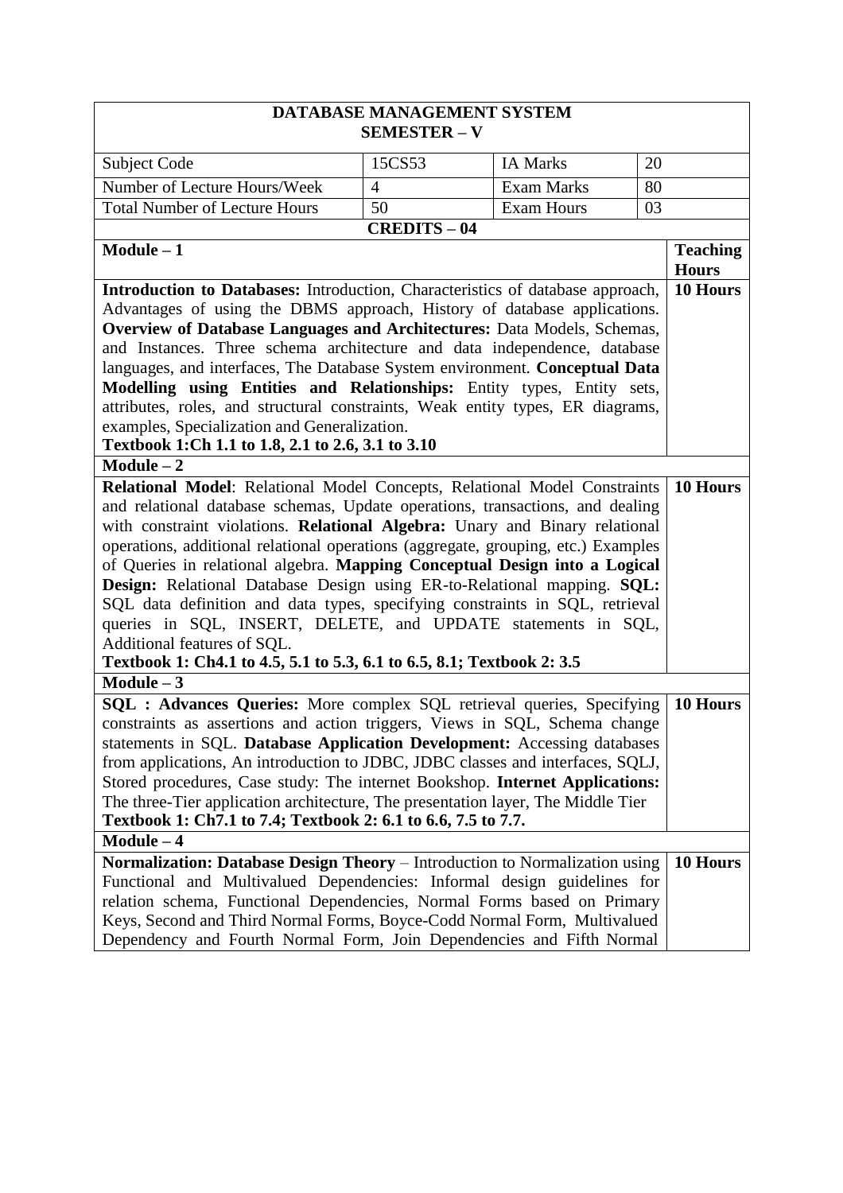| DATABASE MANAGEMENT SYSTEM<br>SEMESTER – V | | | | |
|---|---|---|---|---|
| Subject Code | 15CS53 | IA Marks | 20 | |
| Number of Lecture Hours/Week | 4 | Exam Marks | 80 | |
| Total Number of Lecture Hours | 50 | Exam Hours | 03 | |
| **CREDITS – 04** | | | | |
| **Module – 1** | | | | **Teaching Hours** |
| **Introduction to Databases:** Introduction, Characteristics of database approach, Advantages of using the DBMS approach, History of database applications. **Overview of Database Languages and Architectures:** Data Models, Schemas, and Instances. Three schema architecture and data independence, database languages, and interfaces, The Database System environment. **Conceptual Data Modelling using Entities and Relationships:** Entity types, Entity sets, attributes, roles, and structural constraints, Weak entity types, ER diagrams, examples, Specialization and Generalization.<br>**Textbook 1:Ch 1.1 to 1.8, 2.1 to 2.6, 3.1 to 3.10** | | | | **10 Hours** |
| **Module – 2** | | | | |
| **Relational Model**: Relational Model Concepts, Relational Model Constraints and relational database schemas, Update operations, transactions, and dealing with constraint violations. **Relational Algebra:** Unary and Binary relational operations, additional relational operations (aggregate, grouping, etc.) Examples of Queries in relational algebra. **Mapping Conceptual Design into a Logical Design:** Relational Database Design using ER-to-Relational mapping. **SQL:** SQL data definition and data types, specifying constraints in SQL, retrieval queries in SQL, INSERT, DELETE, and UPDATE statements in SQL, Additional features of SQL.<br>**Textbook 1: Ch4.1 to 4.5, 5.1 to 5.3, 6.1 to 6.5, 8.1; Textbook 2: 3.5** | | | | **10 Hours** |
| **Module – 3** | | | | |
| **SQL : Advances Queries:** More complex SQL retrieval queries, Specifying constraints as assertions and action triggers, Views in SQL, Schema change statements in SQL. **Database Application Development:** Accessing databases from applications, An introduction to JDBC, JDBC classes and interfaces, SQLJ, Stored procedures, Case study: The internet Bookshop. **Internet Applications:** The three-Tier application architecture, The presentation layer, The Middle Tier<br>**Textbook 1: Ch7.1 to 7.4; Textbook 2: 6.1 to 6.6, 7.5 to 7.7.** | | | | **10 Hours** |
| **Module – 4** | | | | |
| **Normalization: Database Design Theory** – Introduction to Normalization using Functional and Multivalued Dependencies: Informal design guidelines for relation schema, Functional Dependencies, Normal Forms based on Primary Keys, Second and Third Normal Forms, Boyce-Codd Normal Form, Multivalued Dependency and Fourth Normal Form, Join Dependencies and Fifth Normal | | | | **10 Hours** |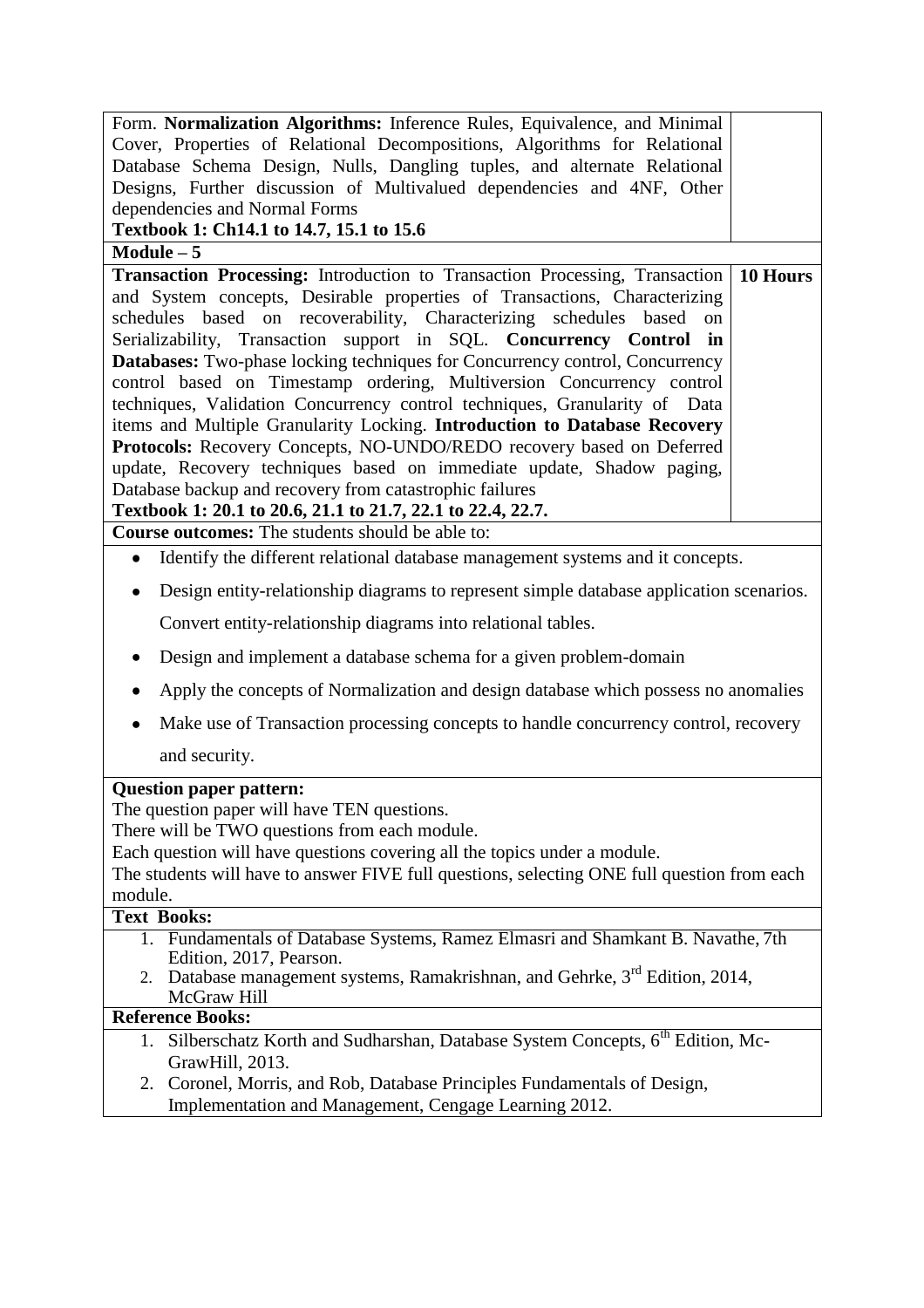| | |
|---|---|
| Form. **Normalization Algorithms:** Inference Rules, Equivalence, and Minimal Cover, Properties of Relational Decompositions, Algorithms for Relational Database Schema Design, Nulls, Dangling tuples, and alternate Relational Designs, Further discussion of Multivalued dependencies and 4NF, Other dependencies and Normal Forms<br>**Textbook 1: Ch14.1 to 14.7, 15.1 to 15.6** | |
| **Module – 5** | |
| **Transaction Processing:** Introduction to Transaction Processing, Transaction and System concepts, Desirable properties of Transactions, Characterizing schedules based on recoverability, Characterizing schedules based on Serializability, Transaction support in SQL. **Concurrency Control in Databases:** Two-phase locking techniques for Concurrency control, Concurrency control based on Timestamp ordering, Multiversion Concurrency control techniques, Validation Concurrency control techniques, Granularity of Data items and Multiple Granularity Locking. **Introduction to Database Recovery Protocols:** Recovery Concepts, NO-UNDO/REDO recovery based on Deferred update, Recovery techniques based on immediate update, Shadow paging, Database backup and recovery from catastrophic failures<br>**Textbook 1: 20.1 to 20.6, 21.1 to 21.7, 22.1 to 22.4, 22.7.** | **10 Hours** |

**Course outcomes:** The students should be able to:

- Identify the different relational database management systems and it concepts.
- Design entity-relationship diagrams to represent simple database application scenarios. Convert entity-relationship diagrams into relational tables.
- Design and implement a database schema for a given problem-domain
- Apply the concepts of Normalization and design database which possess no anomalies
- Make use of Transaction processing concepts to handle concurrency control, recovery and security.

**Question paper pattern:**

The question paper will have TEN questions.

There will be TWO questions from each module.

Each question will have questions covering all the topics under a module.

The students will have to answer FIVE full questions, selecting ONE full question from each module.

**Text Books:**

1. Fundamentals of Database Systems, Ramez Elmasri and Shamkant B. Navathe, 7th Edition, 2017, Pearson.
2. Database management systems, Ramakrishnan, and Gehrke, 3rd Edition, 2014, McGraw Hill

**Reference Books:**

1. Silberschatz Korth and Sudharshan, Database System Concepts, 6th Edition, Mc-GrawHill, 2013.
2. Coronel, Morris, and Rob, Database Principles Fundamentals of Design, Implementation and Management, Cengage Learning 2012.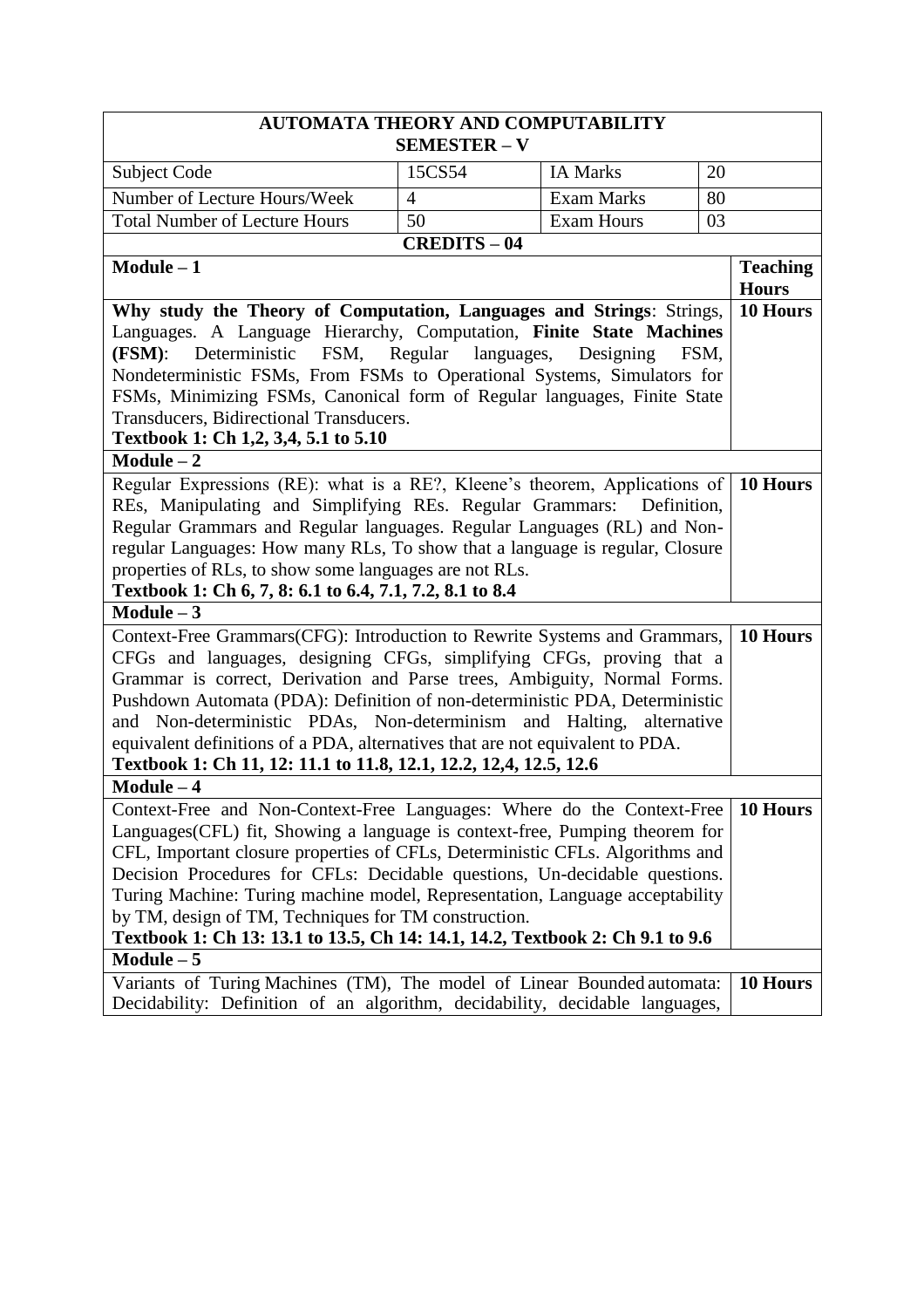| AUTOMATA THEORY AND COMPUTABILITY<br>SEMESTER – V | | | | |
|---|---|---|---|---|
| Subject Code | 15CS54 | IA Marks | 20 | |
| Number of Lecture Hours/Week | 4 | Exam Marks | 80 | |
| Total Number of Lecture Hours | 50 | Exam Hours | 03 | |
| **CREDITS – 04** | | | | |

| **Module – 1** | **Teaching Hours** |
|---|---|
| **Why study the Theory of Computation, Languages and Strings**: Strings, Languages. A Language Hierarchy, Computation, **Finite State Machines (FSM)**: Deterministic FSM, Regular languages, Designing FSM, Nondeterministic FSMs, From FSMs to Operational Systems, Simulators for FSMs, Minimizing FSMs, Canonical form of Regular languages, Finite State Transducers, Bidirectional Transducers.<br>**Textbook 1: Ch 1,2, 3,4, 5.1 to 5.10** | **10 Hours** |
| **Module – 2** | |
| Regular Expressions (RE): what is a RE?, Kleene's theorem, Applications of REs, Manipulating and Simplifying REs. Regular Grammars: Definition, Regular Grammars and Regular languages. Regular Languages (RL) and Non-regular Languages: How many RLs, To show that a language is regular, Closure properties of RLs, to show some languages are not RLs.<br>**Textbook 1: Ch 6, 7, 8: 6.1 to 6.4, 7.1, 7.2, 8.1 to 8.4** | **10 Hours** |
| **Module – 3** | |
| Context-Free Grammars(CFG): Introduction to Rewrite Systems and Grammars, CFGs and languages, designing CFGs, simplifying CFGs, proving that a Grammar is correct, Derivation and Parse trees, Ambiguity, Normal Forms. Pushdown Automata (PDA): Definition of non-deterministic PDA, Deterministic and Non-deterministic PDAs, Non-determinism and Halting, alternative equivalent definitions of a PDA, alternatives that are not equivalent to PDA.<br>**Textbook 1: Ch 11, 12: 11.1 to 11.8, 12.1, 12.2, 12,4, 12.5, 12.6** | **10 Hours** |
| **Module – 4** | |
| Context-Free and Non-Context-Free Languages: Where do the Context-Free Languages(CFL) fit, Showing a language is context-free, Pumping theorem for CFL, Important closure properties of CFLs, Deterministic CFLs. Algorithms and Decision Procedures for CFLs: Decidable questions, Un-decidable questions. Turing Machine: Turing machine model, Representation, Language acceptability by TM, design of TM, Techniques for TM construction.<br>**Textbook 1: Ch 13: 13.1 to 13.5, Ch 14: 14.1, 14.2, Textbook 2: Ch 9.1 to 9.6** | **10 Hours** |
| **Module – 5** | |
| Variants of Turing Machines (TM), The model of Linear Bounded automata: Decidability: Definition of an algorithm, decidability, decidable languages, | **10 Hours** |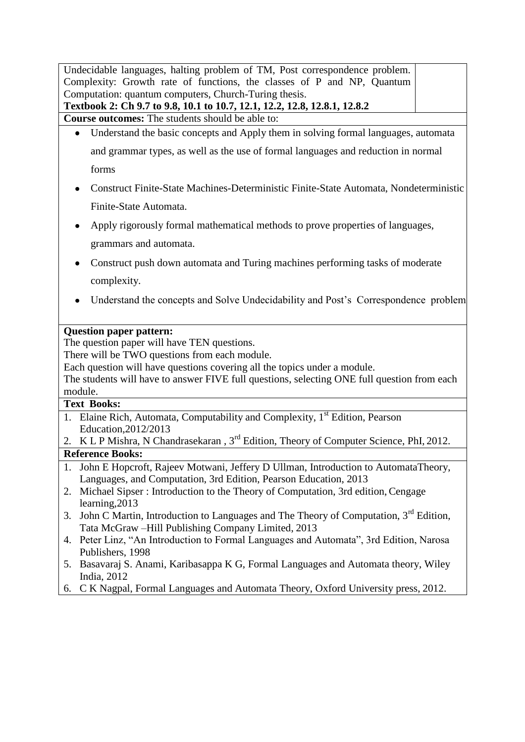| Undecidable languages, halting problem of TM, Post correspondence problem. Complexity: Growth rate of functions, the classes of P and NP, Quantum Computation: quantum computers, Church-Turing thesis. **Textbook 2: Ch 9.7 to 9.8, 10.1 to 10.7, 12.1, 12.2, 12.8, 12.8.1, 12.8.2** | |
|---|---|

**Course outcomes:** The students should be able to:

- Understand the basic concepts and Apply them in solving formal languages, automata and grammar types, as well as the use of formal languages and reduction in normal forms
- Construct Finite-State Machines-Deterministic Finite-State Automata, Nondeterministic Finite-State Automata.
- Apply rigorously formal mathematical methods to prove properties of languages, grammars and automata.
- Construct push down automata and Turing machines performing tasks of moderate complexity.
- Understand the concepts and Solve Undecidability and Post's Correspondence problem

**Question paper pattern:**

The question paper will have TEN questions.

There will be TWO questions from each module.

Each question will have questions covering all the topics under a module.

The students will have to answer FIVE full questions, selecting ONE full question from each module.

**Text Books:**

1. Elaine Rich, Automata, Computability and Complexity, 1st Edition, Pearson Education,2012/2013
2. K L P Mishra, N Chandrasekaran , 3rd Edition, Theory of Computer Science, PhI, 2012.

**Reference Books:**

1. John E Hopcroft, Rajeev Motwani, Jeffery D Ullman, Introduction to AutomataTheory, Languages, and Computation, 3rd Edition, Pearson Education, 2013
2. Michael Sipser : Introduction to the Theory of Computation, 3rd edition, Cengage learning,2013
3. John C Martin, Introduction to Languages and The Theory of Computation, 3rd Edition, Tata McGraw –Hill Publishing Company Limited, 2013
4. Peter Linz, "An Introduction to Formal Languages and Automata", 3rd Edition, Narosa Publishers, 1998
5. Basavaraj S. Anami, Karibasappa K G, Formal Languages and Automata theory, Wiley India, 2012
6. C K Nagpal, Formal Languages and Automata Theory, Oxford University press, 2012.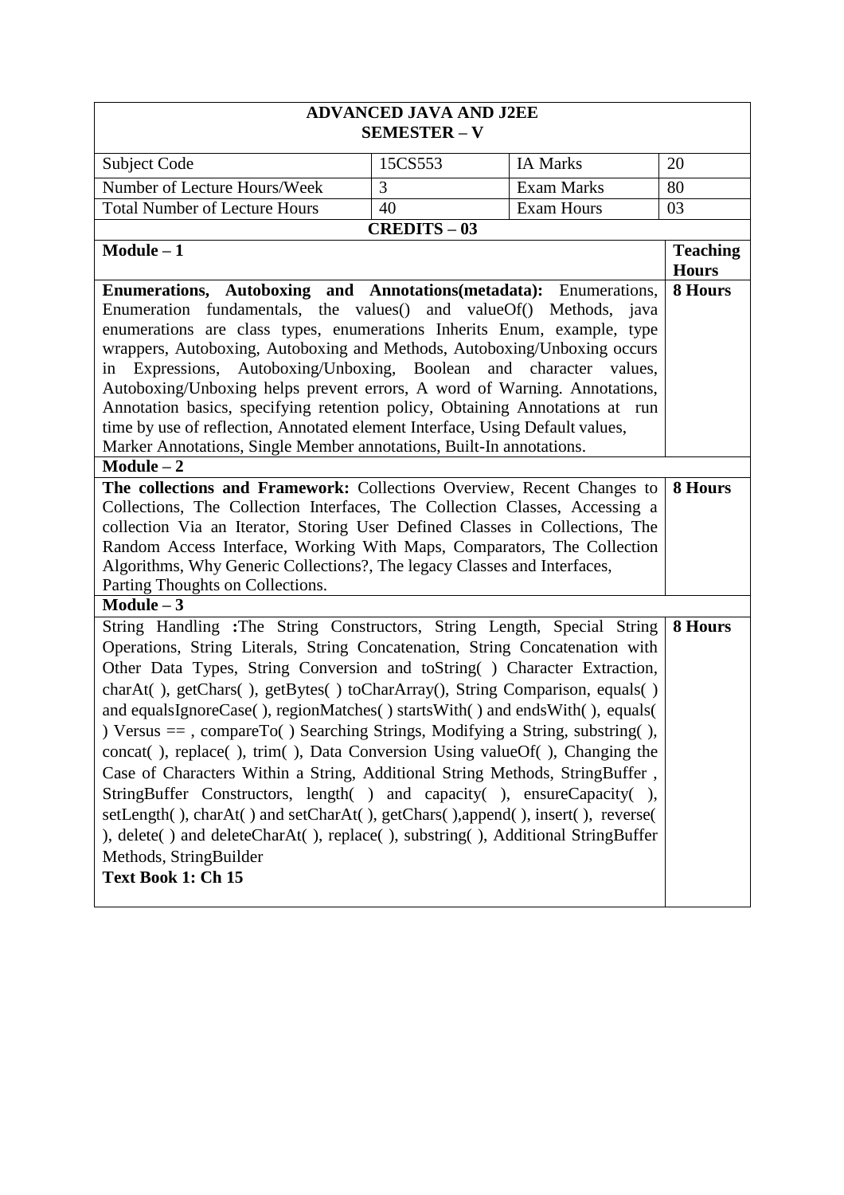| **ADVANCED JAVA AND J2EE**<br>**SEMESTER – V** | | | |
|---|---|---|---|
| Subject Code | 15CS553 | IA Marks | 20 |
| Number of Lecture Hours/Week | 3 | Exam Marks | 80 |
| Total Number of Lecture Hours | 40 | Exam Hours | 03 |
| **CREDITS – 03** | | | |

| **Module – 1** | **Teaching Hours** |
|---|---|
| **Enumerations, Autoboxing and Annotations(metadata):** Enumerations, Enumeration fundamentals, the values() and valueOf() Methods, java enumerations are class types, enumerations Inherits Enum, example, type wrappers, Autoboxing, Autoboxing and Methods, Autoboxing/Unboxing occurs in Expressions, Autoboxing/Unboxing, Boolean and character values, Autoboxing/Unboxing helps prevent errors, A word of Warning. Annotations, Annotation basics, specifying retention policy, Obtaining Annotations at run time by use of reflection, Annotated element Interface, Using Default values, Marker Annotations, Single Member annotations, Built-In annotations. | **8 Hours** |
| **Module – 2** | |
| **The collections and Framework:** Collections Overview, Recent Changes to Collections, The Collection Interfaces, The Collection Classes, Accessing a collection Via an Iterator, Storing User Defined Classes in Collections, The Random Access Interface, Working With Maps, Comparators, The Collection Algorithms, Why Generic Collections?, The legacy Classes and Interfaces, Parting Thoughts on Collections. | **8 Hours** |
| **Module – 3** | |
| String Handling **:**The String Constructors, String Length, Special String Operations, String Literals, String Concatenation, String Concatenation with Other Data Types, String Conversion and toString( ) Character Extraction, charAt( ), getChars( ), getBytes( ) toCharArray(), String Comparison, equals( ) and equalsIgnoreCase( ), regionMatches( ) startsWith( ) and endsWith( ), equals( ) Versus == , compareTo( ) Searching Strings, Modifying a String, substring( ), concat( ), replace( ), trim( ), Data Conversion Using valueOf( ), Changing the Case of Characters Within a String, Additional String Methods, StringBuffer , StringBuffer Constructors, length( ) and capacity( ), ensureCapacity( ), setLength( ), charAt( ) and setCharAt( ), getChars( ),append( ), insert( ), reverse( ), delete( ) and deleteCharAt( ), replace( ), substring( ), Additional StringBuffer Methods, StringBuilder<br>**Text Book 1: Ch 15** | **8 Hours** |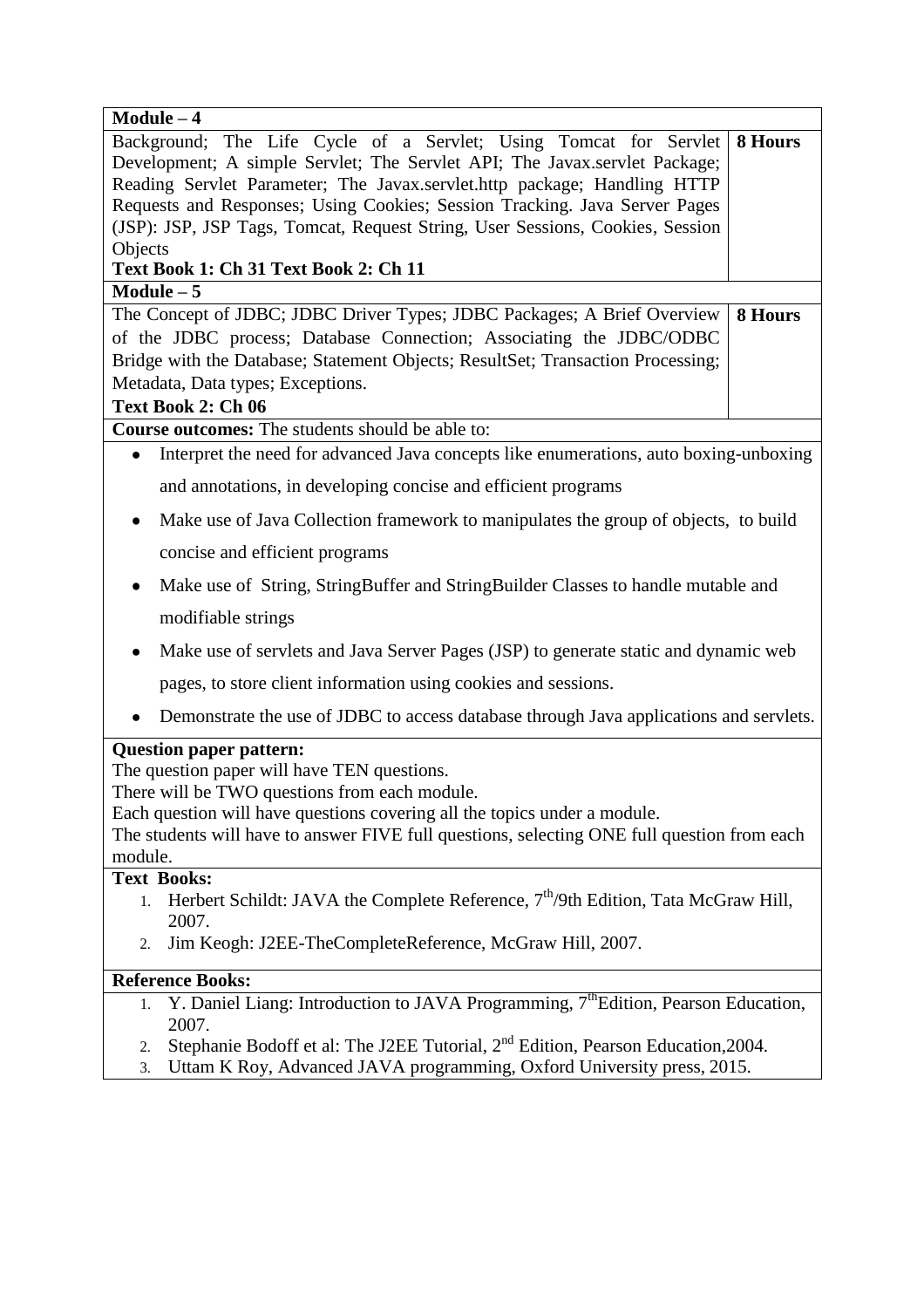| **Module – 4** | |
|---|---|
| Background; The Life Cycle of a Servlet; Using Tomcat for Servlet Development; A simple Servlet; The Servlet API; The Javax.servlet Package; Reading Servlet Parameter; The Javax.servlet.http package; Handling HTTP Requests and Responses; Using Cookies; Session Tracking. Java Server Pages (JSP): JSP, JSP Tags, Tomcat, Request String, User Sessions, Cookies, Session Objects<br>**Text Book 1: Ch 31 Text Book 2: Ch 11** | **8 Hours** |
| **Module – 5** | |
| The Concept of JDBC; JDBC Driver Types; JDBC Packages; A Brief Overview of the JDBC process; Database Connection; Associating the JDBC/ODBC Bridge with the Database; Statement Objects; ResultSet; Transaction Processing; Metadata, Data types; Exceptions.<br>**Text Book 2: Ch 06** | **8 Hours** |

**Course outcomes:** The students should be able to:

- Interpret the need for advanced Java concepts like enumerations, auto boxing-unboxing and annotations, in developing concise and efficient programs
- Make use of Java Collection framework to manipulates the group of objects, to build concise and efficient programs
- Make use of String, StringBuffer and StringBuilder Classes to handle mutable and modifiable strings
- Make use of servlets and Java Server Pages (JSP) to generate static and dynamic web pages, to store client information using cookies and sessions.
- Demonstrate the use of JDBC to access database through Java applications and servlets.

**Question paper pattern:**

The question paper will have TEN questions.
There will be TWO questions from each module.
Each question will have questions covering all the topics under a module.
The students will have to answer FIVE full questions, selecting ONE full question from each module.

**Text Books:**

1. Herbert Schildt: JAVA the Complete Reference, 7th/9th Edition, Tata McGraw Hill, 2007.
2. Jim Keogh: J2EE-TheCompleteReference, McGraw Hill, 2007.

**Reference Books:**

1. Y. Daniel Liang: Introduction to JAVA Programming, 7thEdition, Pearson Education, 2007.
2. Stephanie Bodoff et al: The J2EE Tutorial, 2nd Edition, Pearson Education,2004.
3. Uttam K Roy, Advanced JAVA programming, Oxford University press, 2015.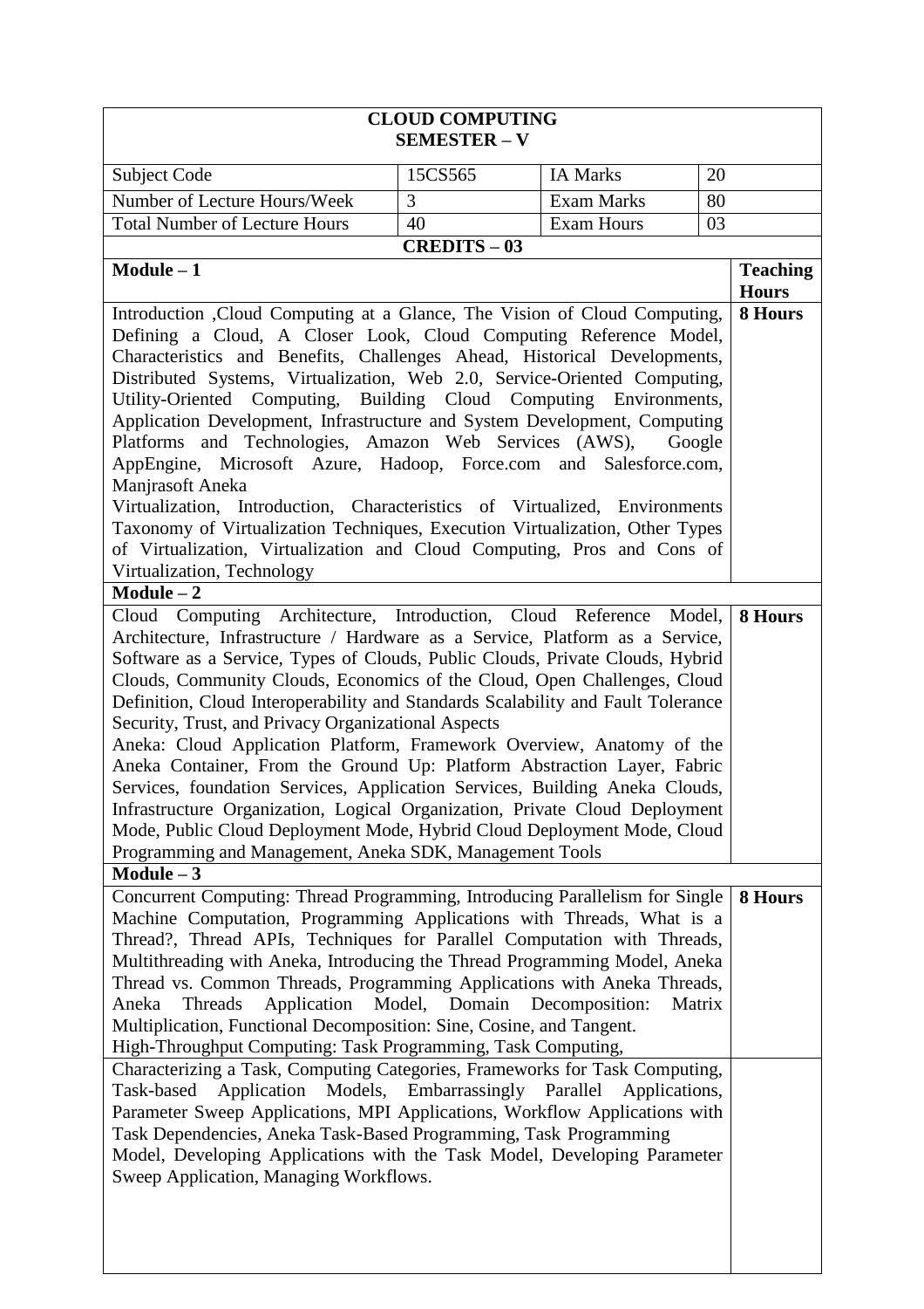| CLOUD COMPUTING<br>SEMESTER – V | | | | |
|---|---|---|---|---|
| Subject Code | 15CS565 | IA Marks | 20 | |
| Number of Lecture Hours/Week | 3 | Exam Marks | 80 | |
| Total Number of Lecture Hours | 40 | Exam Hours | 03 | |
| **CREDITS – 03** | | | | |
| **Module – 1** | | | | **Teaching Hours** |
| Introduction ,Cloud Computing at a Glance, The Vision of Cloud Computing, Defining a Cloud, A Closer Look, Cloud Computing Reference Model, Characteristics and Benefits, Challenges Ahead, Historical Developments, Distributed Systems, Virtualization, Web 2.0, Service-Oriented Computing, Utility-Oriented Computing, Building Cloud Computing Environments, Application Development, Infrastructure and System Development, Computing Platforms and Technologies, Amazon Web Services (AWS), Google AppEngine, Microsoft Azure, Hadoop, Force.com and Salesforce.com, Manjrasoft Aneka<br>Virtualization, Introduction, Characteristics of Virtualized, Environments Taxonomy of Virtualization Techniques, Execution Virtualization, Other Types of Virtualization, Virtualization and Cloud Computing, Pros and Cons of Virtualization, Technology | | | | **8 Hours** |
| **Module – 2** | | | | |
| Cloud Computing Architecture, Introduction, Cloud Reference Model, Architecture, Infrastructure / Hardware as a Service, Platform as a Service, Software as a Service, Types of Clouds, Public Clouds, Private Clouds, Hybrid Clouds, Community Clouds, Economics of the Cloud, Open Challenges, Cloud Definition, Cloud Interoperability and Standards Scalability and Fault Tolerance Security, Trust, and Privacy Organizational Aspects<br>Aneka: Cloud Application Platform, Framework Overview, Anatomy of the Aneka Container, From the Ground Up: Platform Abstraction Layer, Fabric Services, foundation Services, Application Services, Building Aneka Clouds, Infrastructure Organization, Logical Organization, Private Cloud Deployment Mode, Public Cloud Deployment Mode, Hybrid Cloud Deployment Mode, Cloud Programming and Management, Aneka SDK, Management Tools | | | | **8 Hours** |
| **Module – 3** | | | | |
| Concurrent Computing: Thread Programming, Introducing Parallelism for Single Machine Computation, Programming Applications with Threads, What is a Thread?, Thread APIs, Techniques for Parallel Computation with Threads, Multithreading with Aneka, Introducing the Thread Programming Model, Aneka Thread vs. Common Threads, Programming Applications with Aneka Threads, Aneka Threads Application Model, Domain Decomposition: Matrix Multiplication, Functional Decomposition: Sine, Cosine, and Tangent.<br>High-Throughput Computing: Task Programming, Task Computing, | | | | **8 Hours** |
| Characterizing a Task, Computing Categories, Frameworks for Task Computing, Task-based Application Models, Embarrassingly Parallel Applications, Parameter Sweep Applications, MPI Applications, Workflow Applications with Task Dependencies, Aneka Task-Based Programming, Task Programming Model, Developing Applications with the Task Model, Developing Parameter Sweep Application, Managing Workflows. | | | | |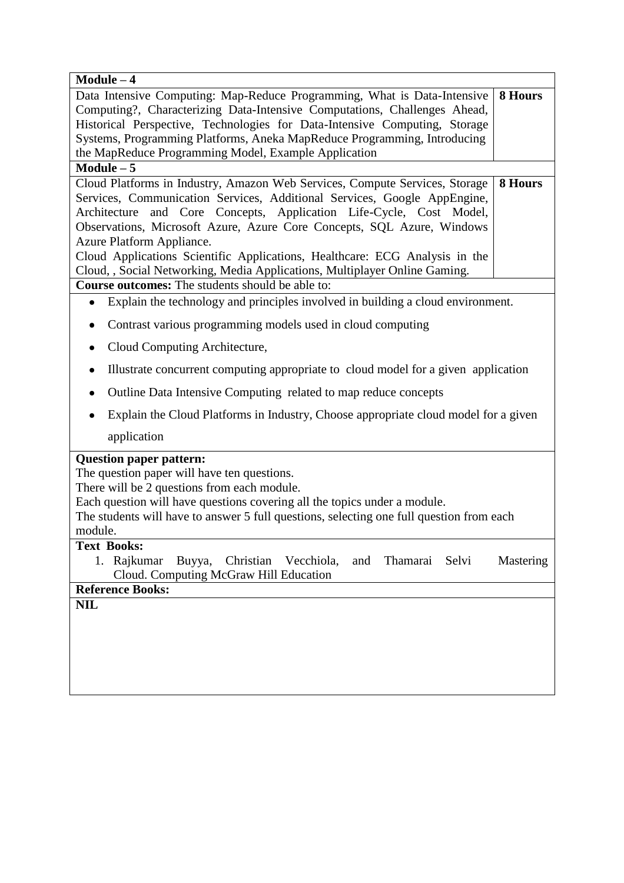| Module – 4 | |
|---|---|
| Data Intensive Computing: Map-Reduce Programming, What is Data-Intensive Computing?, Characterizing Data-Intensive Computations, Challenges Ahead, Historical Perspective, Technologies for Data-Intensive Computing, Storage Systems, Programming Platforms, Aneka MapReduce Programming, Introducing the MapReduce Programming Model, Example Application | **8 Hours** |
| **Module – 5** | |
| Cloud Platforms in Industry, Amazon Web Services, Compute Services, Storage Services, Communication Services, Additional Services, Google AppEngine, Architecture and Core Concepts, Application Life-Cycle, Cost Model, Observations, Microsoft Azure, Azure Core Concepts, SQL Azure, Windows Azure Platform Appliance.<br>Cloud Applications Scientific Applications, Healthcare: ECG Analysis in the Cloud, , Social Networking, Media Applications, Multiplayer Online Gaming. | **8 Hours** |

**Course outcomes:** The students should be able to:

- Explain the technology and principles involved in building a cloud environment.
- Contrast various programming models used in cloud computing
- Cloud Computing Architecture,
- Illustrate concurrent computing appropriate to cloud model for a given application
- Outline Data Intensive Computing related to map reduce concepts
- Explain the Cloud Platforms in Industry, Choose appropriate cloud model for a given application

**Question paper pattern:**

The question paper will have ten questions.
There will be 2 questions from each module.
Each question will have questions covering all the topics under a module.
The students will have to answer 5 full questions, selecting one full question from each module.

**Text Books:**

1. Rajkumar Buyya, Christian Vecchiola, and Thamarai Selvi Mastering Cloud. Computing McGraw Hill Education

**Reference Books:**

**NIL**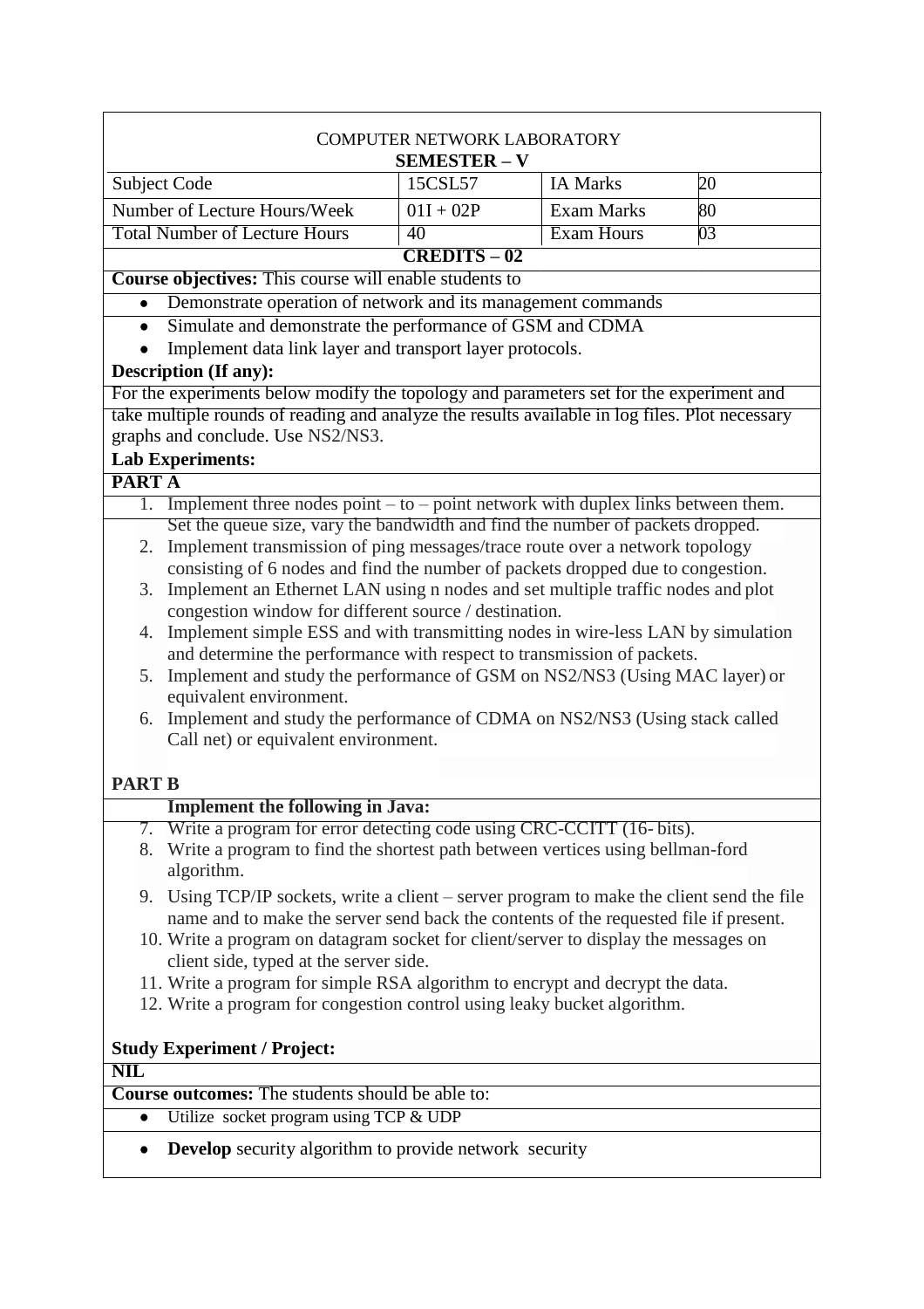COMPUTER NETWORK LABORATORY

**SEMESTER – V**

| Subject Code | 15CSL57 | IA Marks | 20 |
|---|---|---|---|
| Number of Lecture Hours/Week | 01I + 02P | Exam Marks | 80 |
| Total Number of Lecture Hours | 40 | Exam Hours | 03 |

**CREDITS – 02**

**Course objectives:** This course will enable students to

- Demonstrate operation of network and its management commands
- Simulate and demonstrate the performance of GSM and CDMA
- Implement data link layer and transport layer protocols.

**Description (If any):**

For the experiments below modify the topology and parameters set for the experiment and take multiple rounds of reading and analyze the results available in log files. Plot necessary graphs and conclude. Use NS2/NS3.

**Lab Experiments:**

**PART A**

1. Implement three nodes point – to – point network with duplex links between them. Set the queue size, vary the bandwidth and find the number of packets dropped.
2. Implement transmission of ping messages/trace route over a network topology consisting of 6 nodes and find the number of packets dropped due to congestion.
3. Implement an Ethernet LAN using n nodes and set multiple traffic nodes and plot congestion window for different source / destination.
4. Implement simple ESS and with transmitting nodes in wire-less LAN by simulation and determine the performance with respect to transmission of packets.
5. Implement and study the performance of GSM on NS2/NS3 (Using MAC layer) or equivalent environment.
6. Implement and study the performance of CDMA on NS2/NS3 (Using stack called Call net) or equivalent environment.

**PART B**

**Implement the following in Java:**

7. Write a program for error detecting code using CRC-CCITT (16- bits).
8. Write a program to find the shortest path between vertices using bellman-ford algorithm.
9. Using TCP/IP sockets, write a client – server program to make the client send the file name and to make the server send back the contents of the requested file if present.
10. Write a program on datagram socket for client/server to display the messages on client side, typed at the server side.
11. Write a program for simple RSA algorithm to encrypt and decrypt the data.
12. Write a program for congestion control using leaky bucket algorithm.

**Study Experiment / Project:**

**NIL**

**Course outcomes:** The students should be able to:

- Utilize socket program using TCP & UDP
- **Develop** security algorithm to provide network security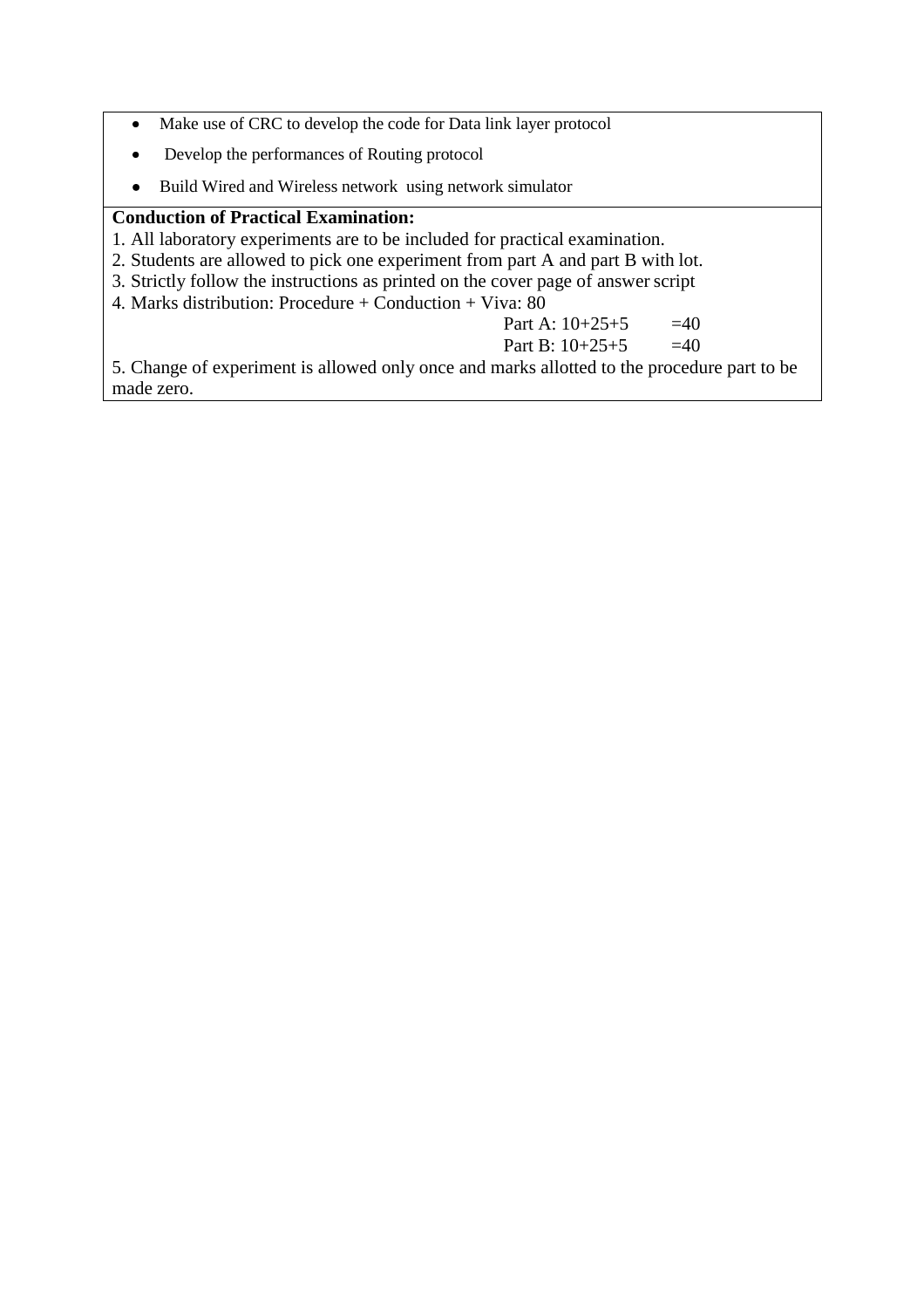- Make use of CRC to develop the code for Data link layer protocol
- Develop the performances of Routing protocol
- Build Wired and Wireless network using network simulator

**Conduction of Practical Examination:**

1. All laboratory experiments are to be included for practical examination.
2. Students are allowed to pick one experiment from part A and part B with lot.
3. Strictly follow the instructions as printed on the cover page of answer script
4. Marks distribution: Procedure + Conduction + Viva: 80

   Part A: 10+25+5 =40

   Part B: 10+25+5 =40
5. Change of experiment is allowed only once and marks allotted to the procedure part to be made zero.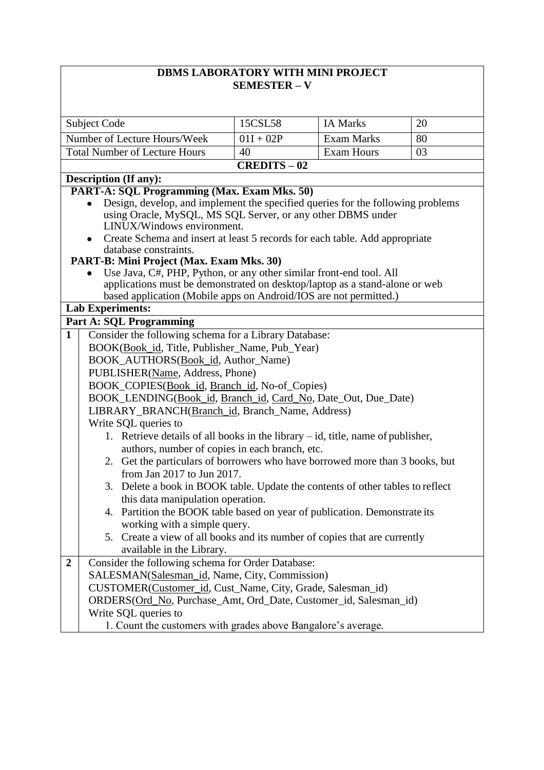# DBMS LABORATORY WITH MINI PROJECT
## SEMESTER – V

| Subject Code | 15CSL58 | IA Marks | 20 |
|---|---|---|---|
| Number of Lecture Hours/Week | 01I + 02P | Exam Marks | 80 |
| Total Number of Lecture Hours | 40 | Exam Hours | 03 |

**CREDITS – 02**

**Description (If any):**

**PART-A: SQL Programming (Max. Exam Mks. 50)**

- Design, develop, and implement the specified queries for the following problems using Oracle, MySQL, MS SQL Server, or any other DBMS under LINUX/Windows environment.
- Create Schema and insert at least 5 records for each table. Add appropriate database constraints.

**PART-B: Mini Project (Max. Exam Mks. 30)**

- Use Java, C#, PHP, Python, or any other similar front-end tool. All applications must be demonstrated on desktop/laptop as a stand-alone or web based application (Mobile apps on Android/IOS are not permitted.)

**Lab Experiments:**

**Part A: SQL Programming**

**1** Consider the following schema for a Library Database:

BOOK(<u>Book_id</u>, Title, Publisher_Name, Pub_Year)
BOOK_AUTHORS(<u>Book_id</u>, Author_Name)
PUBLISHER(<u>Name</u>, Address, Phone)
BOOK_COPIES(<u>Book_id</u>, <u>Branch_id</u>, No-of_Copies)
BOOK_LENDING(<u>Book_id</u>, <u>Branch_id</u>, <u>Card_No</u>, Date_Out, Due_Date)
LIBRARY_BRANCH(<u>Branch_id</u>, Branch_Name, Address)

Write SQL queries to

1. Retrieve details of all books in the library – id, title, name of publisher, authors, number of copies in each branch, etc.
2. Get the particulars of borrowers who have borrowed more than 3 books, but from Jan 2017 to Jun 2017.
3. Delete a book in BOOK table. Update the contents of other tables to reflect this data manipulation operation.
4. Partition the BOOK table based on year of publication. Demonstrate its working with a simple query.
5. Create a view of all books and its number of copies that are currently available in the Library.

**2** Consider the following schema for Order Database:

SALESMAN(<u>Salesman_id</u>, Name, City, Commission)
CUSTOMER(<u>Customer_id</u>, Cust_Name, City, Grade, Salesman_id)
ORDERS(<u>Ord_No</u>, Purchase_Amt, Ord_Date, Customer_id, Salesman_id)

Write SQL queries to

1. Count the customers with grades above Bangalore's average.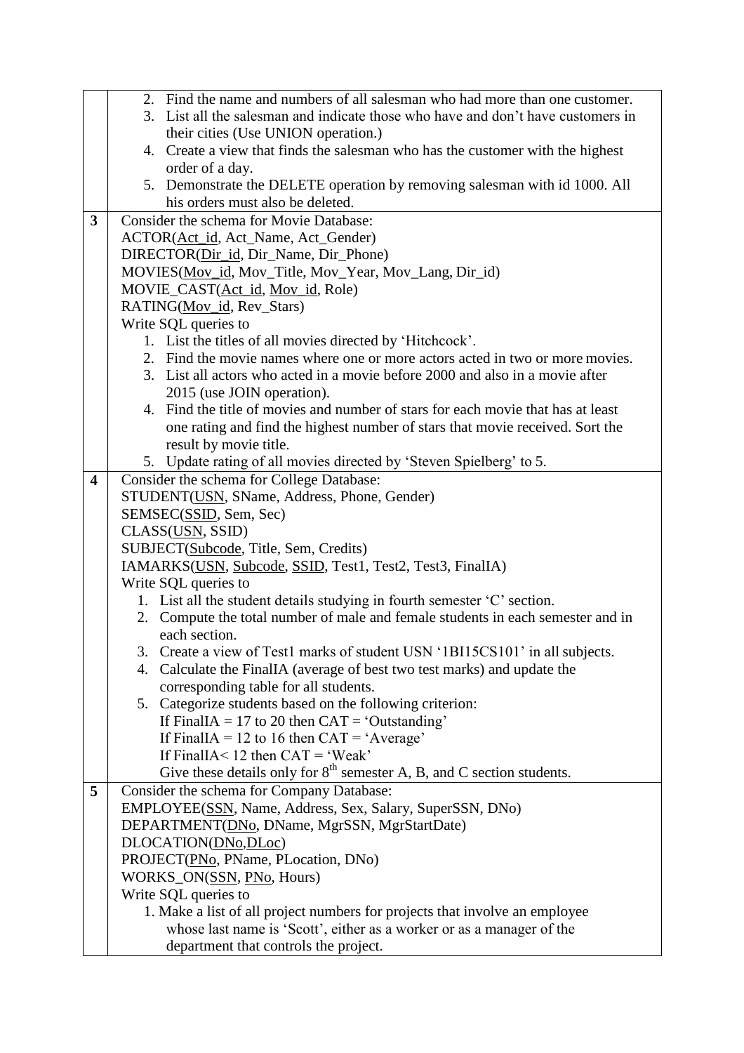| | |
|---|---|
| | 2. Find the name and numbers of all salesman who had more than one customer.<br>3. List all the salesman and indicate those who have and don't have customers in their cities (Use UNION operation.)<br>4. Create a view that finds the salesman who has the customer with the highest order of a day.<br>5. Demonstrate the DELETE operation by removing salesman with id 1000. All his orders must also be deleted. |
| **3** | Consider the schema for Movie Database:<br>ACTOR(<u>Act_id</u>, Act_Name, Act_Gender)<br>DIRECTOR(<u>Dir_id</u>, Dir_Name, Dir_Phone)<br>MOVIES(<u>Mov_id</u>, Mov_Title, Mov_Year, Mov_Lang, Dir_id)<br>MOVIE_CAST(<u>Act_id</u>, <u>Mov_id</u>, Role)<br>RATING(<u>Mov_id</u>, Rev_Stars)<br>Write SQL queries to<br>1. List the titles of all movies directed by 'Hitchcock'.<br>2. Find the movie names where one or more actors acted in two or more movies.<br>3. List all actors who acted in a movie before 2000 and also in a movie after 2015 (use JOIN operation).<br>4. Find the title of movies and number of stars for each movie that has at least one rating and find the highest number of stars that movie received. Sort the result by movie title.<br>5. Update rating of all movies directed by 'Steven Spielberg' to 5. |
| **4** | Consider the schema for College Database:<br>STUDENT(<u>USN</u>, SName, Address, Phone, Gender)<br>SEMSEC(<u>SSID</u>, Sem, Sec)<br>CLASS(<u>USN</u>, SSID)<br>SUBJECT(<u>Subcode</u>, Title, Sem, Credits)<br>IAMARKS(<u>USN</u>, <u>Subcode</u>, <u>SSID</u>, Test1, Test2, Test3, FinalIA)<br>Write SQL queries to<br>1. List all the student details studying in fourth semester 'C' section.<br>2. Compute the total number of male and female students in each semester and in each section.<br>3. Create a view of Test1 marks of student USN '1BI15CS101' in all subjects.<br>4. Calculate the FinalIA (average of best two test marks) and update the corresponding table for all students.<br>5. Categorize students based on the following criterion:<br>If FinalIA = 17 to 20 then CAT = 'Outstanding'<br>If FinalIA = 12 to 16 then CAT = 'Average'<br>If FinalIA< 12 then CAT = 'Weak'<br>Give these details only for 8th semester A, B, and C section students. |
| **5** | Consider the schema for Company Database:<br>EMPLOYEE(<u>SSN</u>, Name, Address, Sex, Salary, SuperSSN, DNo)<br>DEPARTMENT(<u>DNo</u>, DName, MgrSSN, MgrStartDate)<br>DLOCATION(<u>DNo</u>,<u>DLoc</u>)<br>PROJECT(<u>PNo</u>, PName, PLocation, DNo)<br>WORKS_ON(<u>SSN</u>, <u>PNo</u>, Hours)<br>Write SQL queries to<br>1. Make a list of all project numbers for projects that involve an employee whose last name is 'Scott', either as a worker or as a manager of the department that controls the project. |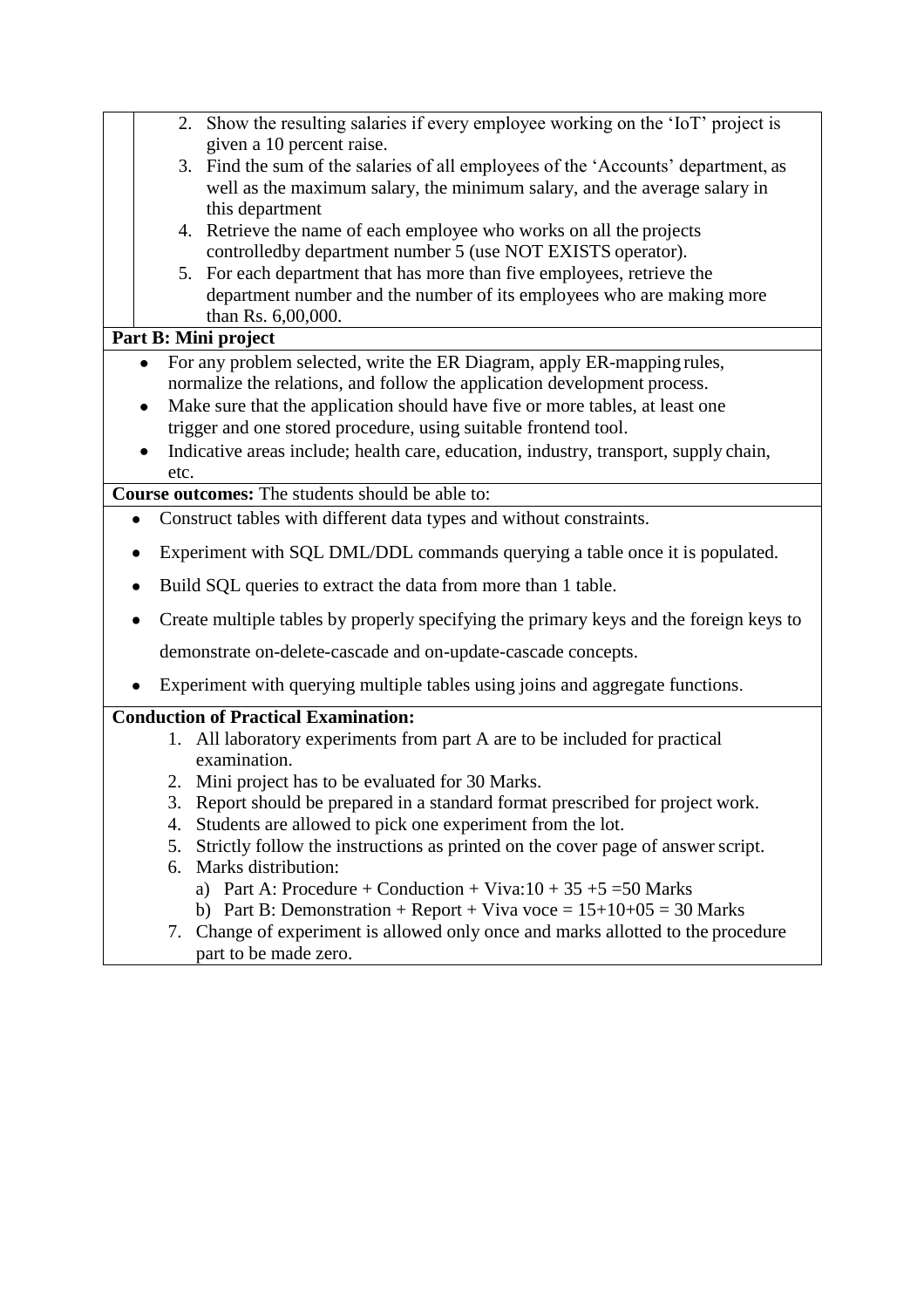2. Show the resulting salaries if every employee working on the 'IoT' project is given a 10 percent raise.
3. Find the sum of the salaries of all employees of the 'Accounts' department, as well as the maximum salary, the minimum salary, and the average salary in this department
4. Retrieve the name of each employee who works on all the projects controlledby department number 5 (use NOT EXISTS operator).
5. For each department that has more than five employees, retrieve the department number and the number of its employees who are making more than Rs. 6,00,000.

**Part B: Mini project**

- For any problem selected, write the ER Diagram, apply ER-mapping rules, normalize the relations, and follow the application development process.
- Make sure that the application should have five or more tables, at least one trigger and one stored procedure, using suitable frontend tool.
- Indicative areas include; health care, education, industry, transport, supply chain, etc.

**Course outcomes:** The students should be able to:

- Construct tables with different data types and without constraints.
- Experiment with SQL DML/DDL commands querying a table once it is populated.
- Build SQL queries to extract the data from more than 1 table.
- Create multiple tables by properly specifying the primary keys and the foreign keys to demonstrate on-delete-cascade and on-update-cascade concepts.
- Experiment with querying multiple tables using joins and aggregate functions.

**Conduction of Practical Examination:**

1. All laboratory experiments from part A are to be included for practical examination.
2. Mini project has to be evaluated for 30 Marks.
3. Report should be prepared in a standard format prescribed for project work.
4. Students are allowed to pick one experiment from the lot.
5. Strictly follow the instructions as printed on the cover page of answer script.
6. Marks distribution:
   a) Part A: Procedure + Conduction + Viva:10 + 35 +5 =50 Marks
   b) Part B: Demonstration + Report + Viva voce = 15+10+05 = 30 Marks
7. Change of experiment is allowed only once and marks allotted to the procedure part to be made zero.